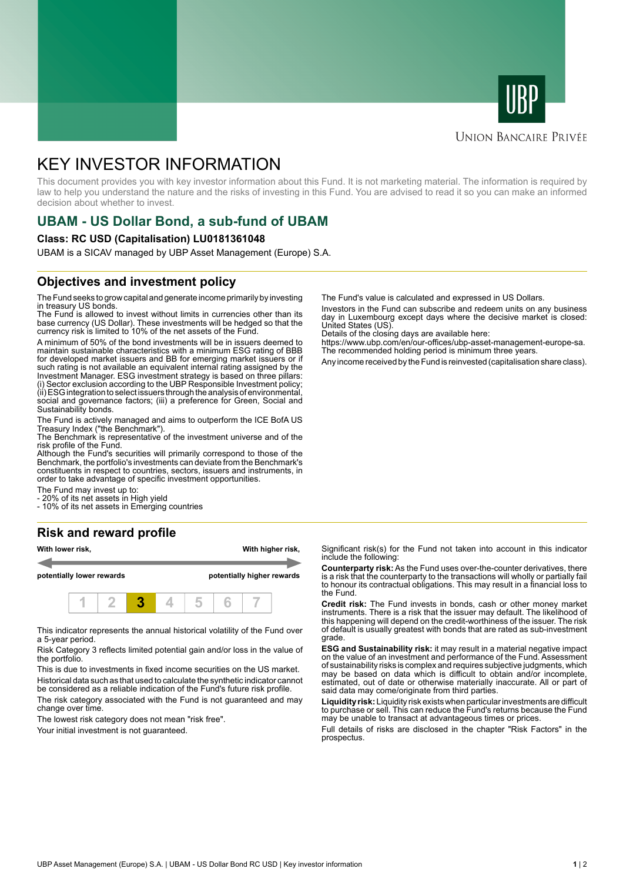UBP

UNION BANCAIRE PRIVÉE

# KEY INVESTOR INFORMATION

This document provides you with key investor information about this Fund. It is not marketing material. The information is required by law to help you understand the nature and the risks of investing in this Fund. You are advised to read it so you can make an informed decision about whether to invest.

## UBAM - US Dollar Bond, a sub-fund of UBAM

**Class: RC USD (Capitalisation) LU0181361048**

UBAM is a SICAV managed by UBP Asset Management (Europe) S.A.

## Objectives and investment policy

The Fund seeks to grow capital and generate income primarily by investing in treasury US bonds.
The Fund is allowed to invest without limits in currencies other than its base currency (US Dollar). These investments will be hedged so that the currency risk is limited to 10% of the net assets of the Fund.

A minimum of 50% of the bond investments will be in issuers deemed to maintain sustainable characteristics with a minimum ESG rating of BBB for developed market issuers and BB for emerging market issuers or if such rating is not available an equivalent internal rating assigned by the Investment Manager. ESG investment strategy is based on three pillars: (i) Sector exclusion according to the UBP Responsible Investment policy; (ii) ESG integration to select issuers through the analysis of environmental, social and governance factors; (iii) a preference for Green, Social and Sustainability bonds.

The Fund is actively managed and aims to outperform the ICE BofA US Treasury Index ("the Benchmark").
The Benchmark is representative of the investment universe and of the risk profile of the Fund.
Although the Fund's securities will primarily correspond to those of the Benchmark, the portfolio's investments can deviate from the Benchmark's constituents in respect to countries, sectors, issuers and instruments, in order to take advantage of specific investment opportunities.

The Fund may invest up to:
- 20% of its net assets in High yield
- 10% of its net assets in Emerging countries

The Fund's value is calculated and expressed in US Dollars.

Investors in the Fund can subscribe and redeem units on any business day in Luxembourg except days where the decisive market is closed: United States (US).
Details of the closing days are available here:
https://www.ubp.com/en/our-offices/ubp-asset-management-europe-sa.
The recommended holding period is minimum three years.

Any income received by the Fund is reinvested (capitalisation share class).

## Risk and reward profile

| With lower risk, | With higher risk, |
|---|---|
| potentially lower rewards | potentially higher rewards |

| 1 | 2 | **3** | 4 | 5 | 6 | 7 |
|---|---|---|---|---|---|---|

This indicator represents the annual historical volatility of the Fund over a 5-year period.

Risk Category 3 reflects limited potential gain and/or loss in the value of the portfolio.

This is due to investments in fixed income securities on the US market.

Historical data such as that used to calculate the synthetic indicator cannot be considered as a reliable indication of the Fund's future risk profile.

The risk category associated with the Fund is not guaranteed and may change over time.

The lowest risk category does not mean "risk free".

Your initial investment is not guaranteed.

Significant risk(s) for the Fund not taken into account in this indicator include the following:

**Counterparty risk:** As the Fund uses over-the-counter derivatives, there is a risk that the counterparty to the transactions will wholly or partially fail to honour its contractual obligations. This may result in a financial loss to the Fund.

**Credit risk:** The Fund invests in bonds, cash or other money market instruments. There is a risk that the issuer may default. The likelihood of this happening will depend on the credit-worthiness of the issuer. The risk of default is usually greatest with bonds that are rated as sub-investment grade.

**ESG and Sustainability risk:** it may result in a material negative impact on the value of an investment and performance of the Fund. Assessment of sustainability risks is complex and requires subjective judgments, which may be based on data which is difficult to obtain and/or incomplete, estimated, out of date or otherwise materially inaccurate. All or part of said data may come/originate from third parties.

**Liquidity risk:** Liquidity risk exists when particular investments are difficult to purchase or sell. This can reduce the Fund's returns because the Fund may be unable to transact at advantageous times or prices.

Full details of risks are disclosed in the chapter "Risk Factors" in the prospectus.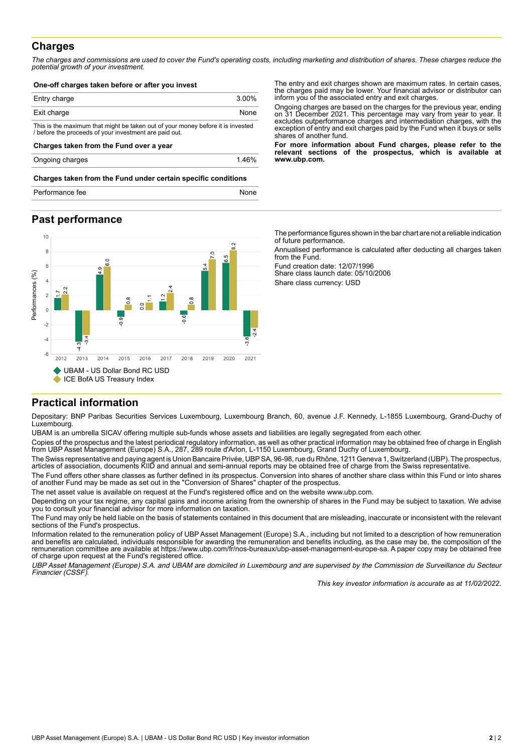## Charges

*The charges and commissions are used to cover the Fund's operating costs, including marketing and distribution of shares. These charges reduce the potential growth of your investment.*

| One-off charges taken before or after you invest | |
|---|---|
| Entry charge | 3.00% |
| Exit charge | None |

This is the maximum that might be taken out of your money before it is invested / before the proceeds of your investment are paid out.

| Charges taken from the Fund over a year | |
|---|---|
| Ongoing charges | 1.46% |

| Charges taken from the Fund under certain specific conditions | |
|---|---|
| Performance fee | None |

The entry and exit charges shown are maximum rates. In certain cases, the charges paid may be lower. Your financial advisor or distributor can inform you of the associated entry and exit charges.

Ongoing charges are based on the charges for the previous year, ending on 31 December 2021. This percentage may vary from year to year. It excludes outperformance charges and intermediation charges, with the exception of entry and exit charges paid by the Fund when it buys or sells shares of another fund.

**For more information about Fund charges, please refer to the relevant sections of the prospectus, which is available at www.ubp.com.**

## Past performance

Performances (%)

10
8
6
4
2
0
-2
-4
-6

2012: 1.7, 2.2
2013: -4.3, -3.4
2014: 4.9, 6.0
2015: -0.9, 0.8
2016: 0.0, 1.1
2017: 1.2, 2.4
2018: -0.6, 0.8
2019: 5.4, 7.0
2020: 6.5, 8.2
2021: -3.6, -2.4

UBAM - US Dollar Bond RC USD
ICE BofA US Treasury Index

The performance figures shown in the bar chart are not a reliable indication of future performance.

Annualised performance is calculated after deducting all charges taken from the Fund.

Fund creation date: 12/07/1996
Share class launch date: 05/10/2006
Share class currency: USD

## Practical information

Depositary: BNP Paribas Securities Services Luxembourg, Luxembourg Branch, 60, avenue J.F. Kennedy, L-1855 Luxembourg, Grand-Duchy of Luxembourg.

UBAM is an umbrella SICAV offering multiple sub-funds whose assets and liabilities are legally segregated from each other.

Copies of the prospectus and the latest periodical regulatory information, as well as other practical information may be obtained free of charge in English from UBP Asset Management (Europe) S.A., 287, 289 route d'Arlon, L-1150 Luxembourg, Grand Duchy of Luxembourg.

The Swiss representative and paying agent is Union Bancaire Privée, UBP SA, 96-98, rue du Rhône, 1211 Geneva 1, Switzerland (UBP). The prospectus, articles of association, documents KIID and annual and semi-annual reports may be obtained free of charge from the Swiss representative.

The Fund offers other share classes as further defined in its prospectus. Conversion into shares of another share class within this Fund or into shares of another Fund may be made as set out in the "Conversion of Shares" chapter of the prospectus.

The net asset value is available on request at the Fund's registered office and on the website www.ubp.com.

Depending on your tax regime, any capital gains and income arising from the ownership of shares in the Fund may be subject to taxation. We advise you to consult your financial advisor for more information on taxation.

The Fund may only be held liable on the basis of statements contained in this document that are misleading, inaccurate or inconsistent with the relevant sections of the Fund's prospectus.

Information related to the remuneration policy of UBP Asset Management (Europe) S.A., including but not limited to a description of how remuneration and benefits are calculated, individuals responsible for awarding the remuneration and benefits including, as the case may be, the composition of the remuneration committee are available at https://www.ubp.com/fr/nos-bureaux/ubp-asset-management-europe-sa. A paper copy may be obtained free of charge upon request at the Fund's registered office.

*UBP Asset Management (Europe) S.A. and UBAM are domiciled in Luxembourg and are supervised by the Commission de Surveillance du Secteur Financier (CSSF).*

*This key investor information is accurate as at 11/02/2022.*